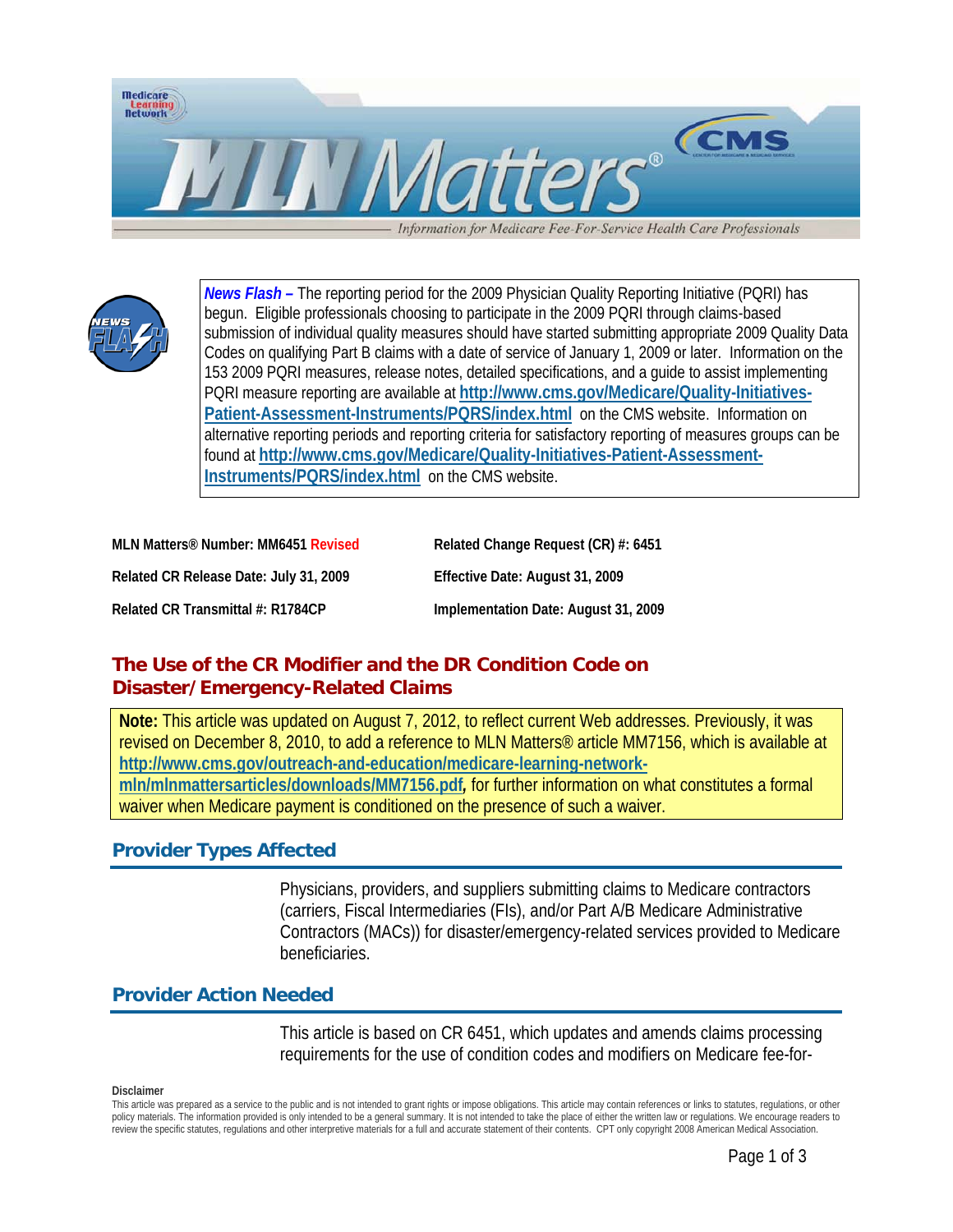***News Flash –*** The reporting period for the 2009 Physician Quality Reporting Initiative (PQRI) has begun. Eligible professionals choosing to participate in the 2009 PQRI through claims-based submission of individual quality measures should have started submitting appropriate 2009 Quality Data Codes on qualifying Part B claims with a date of service of January 1, 2009 or later. Information on the 153 2009 PQRI measures, release notes, detailed specifications, and a guide to assist implementing PQRI measure reporting are available at **http://www.cms.gov/Medicare/Quality-Initiatives-Patient-Assessment-Instruments/PQRS/index.html** on the CMS website. Information on alternative reporting periods and reporting criteria for satisfactory reporting of measures groups can be found at **http://www.cms.gov/Medicare/Quality-Initiatives-Patient-Assessment-Instruments/PQRS/index.html** on the CMS website.

**MLN Matters® Number: MM6451 Revised**

**Related Change Request (CR) #: 6451**

**Related CR Release Date: July 31, 2009**

**Effective Date: August 31, 2009**

**Related CR Transmittal #: R1784CP**

**Implementation Date: August 31, 2009**

# The Use of the CR Modifier and the DR Condition Code on Disaster/Emergency-Related Claims

**Note:** This article was updated on August 7, 2012, to reflect current Web addresses. Previously, it was revised on December 8, 2010, to add a reference to MLN Matters® article MM7156, which is available at **http://www.cms.gov/outreach-and-education/medicare-learning-network-mln/mlnmattersarticles/downloads/MM7156.pdf**, for further information on what constitutes a formal waiver when Medicare payment is conditioned on the presence of such a waiver.

## Provider Types Affected

Physicians, providers, and suppliers submitting claims to Medicare contractors (carriers, Fiscal Intermediaries (FIs), and/or Part A/B Medicare Administrative Contractors (MACs)) for disaster/emergency-related services provided to Medicare beneficiaries.

## Provider Action Needed

This article is based on CR 6451, which updates and amends claims processing requirements for the use of condition codes and modifiers on Medicare fee-for-

**Disclaimer**

This article was prepared as a service to the public and is not intended to grant rights or impose obligations. This article may contain references or links to statutes, regulations, or other policy materials. The information provided is only intended to be a general summary. It is not intended to take the place of either the written law or regulations. We encourage readers to review the specific statutes, regulations and other interpretive materials for a full and accurate statement of their contents. CPT only copyright 2008 American Medical Association.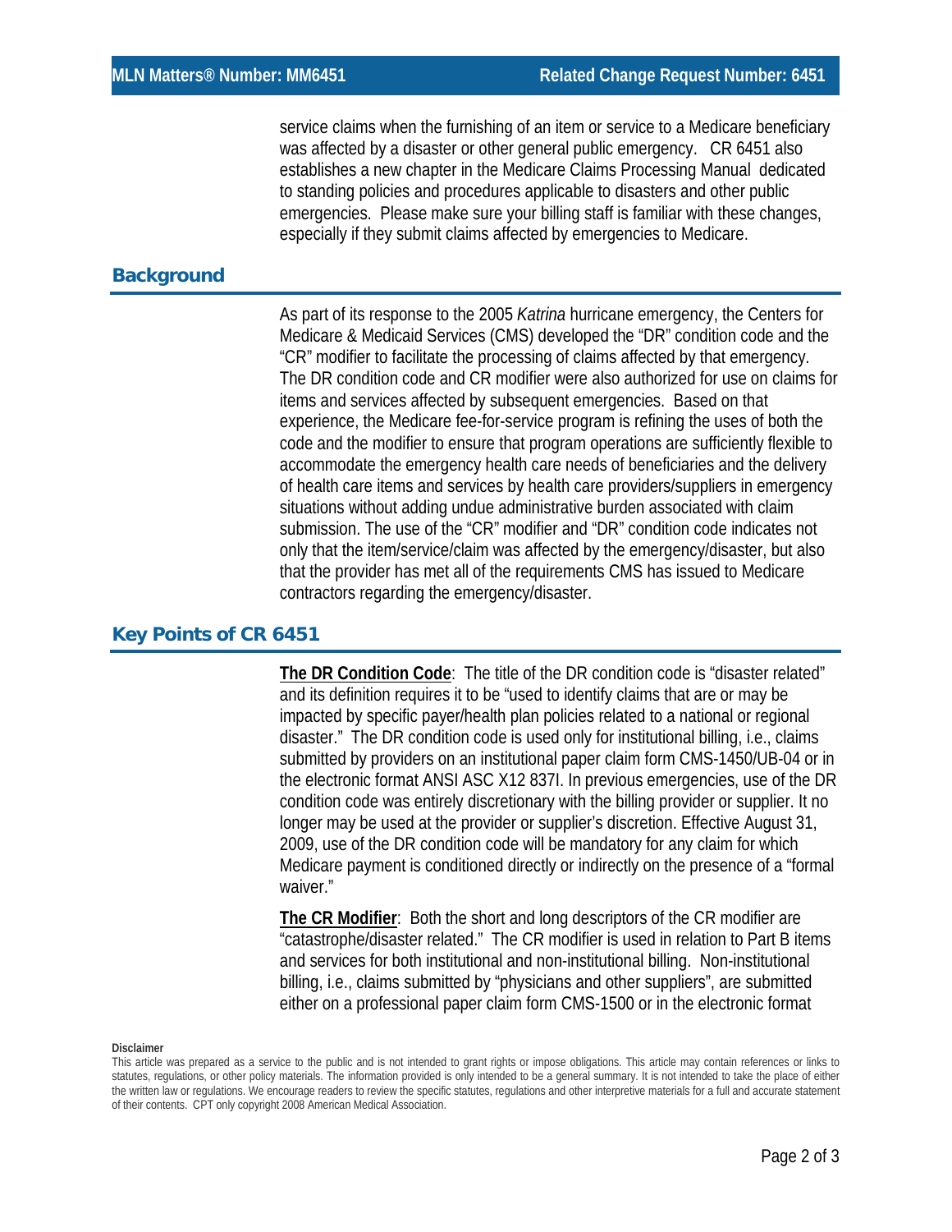service claims when the furnishing of an item or service to a Medicare beneficiary was affected by a disaster or other general public emergency. CR 6451 also establishes a new chapter in the Medicare Claims Processing Manual dedicated to standing policies and procedures applicable to disasters and other public emergencies. Please make sure your billing staff is familiar with these changes, especially if they submit claims affected by emergencies to Medicare.

## Background

As part of its response to the 2005 *Katrina* hurricane emergency, the Centers for Medicare & Medicaid Services (CMS) developed the "DR" condition code and the "CR" modifier to facilitate the processing of claims affected by that emergency. The DR condition code and CR modifier were also authorized for use on claims for items and services affected by subsequent emergencies. Based on that experience, the Medicare fee-for-service program is refining the uses of both the code and the modifier to ensure that program operations are sufficiently flexible to accommodate the emergency health care needs of beneficiaries and the delivery of health care items and services by health care providers/suppliers in emergency situations without adding undue administrative burden associated with claim submission. The use of the "CR" modifier and "DR" condition code indicates not only that the item/service/claim was affected by the emergency/disaster, but also that the provider has met all of the requirements CMS has issued to Medicare contractors regarding the emergency/disaster.

## Key Points of CR 6451

**The DR Condition Code**: The title of the DR condition code is "disaster related" and its definition requires it to be "used to identify claims that are or may be impacted by specific payer/health plan policies related to a national or regional disaster." The DR condition code is used only for institutional billing, i.e., claims submitted by providers on an institutional paper claim form CMS-1450/UB-04 or in the electronic format ANSI ASC X12 837I. In previous emergencies, use of the DR condition code was entirely discretionary with the billing provider or supplier. It no longer may be used at the provider or supplier's discretion. Effective August 31, 2009, use of the DR condition code will be mandatory for any claim for which Medicare payment is conditioned directly or indirectly on the presence of a "formal waiver."

**The CR Modifier**: Both the short and long descriptors of the CR modifier are "catastrophe/disaster related." The CR modifier is used in relation to Part B items and services for both institutional and non-institutional billing. Non-institutional billing, i.e., claims submitted by "physicians and other suppliers", are submitted either on a professional paper claim form CMS-1500 or in the electronic format

**Disclaimer**

This article was prepared as a service to the public and is not intended to grant rights or impose obligations. This article may contain references or links to statutes, regulations, or other policy materials. The information provided is only intended to be a general summary. It is not intended to take the place of either the written law or regulations. We encourage readers to review the specific statutes, regulations and other interpretive materials for a full and accurate statement of their contents. CPT only copyright 2008 American Medical Association.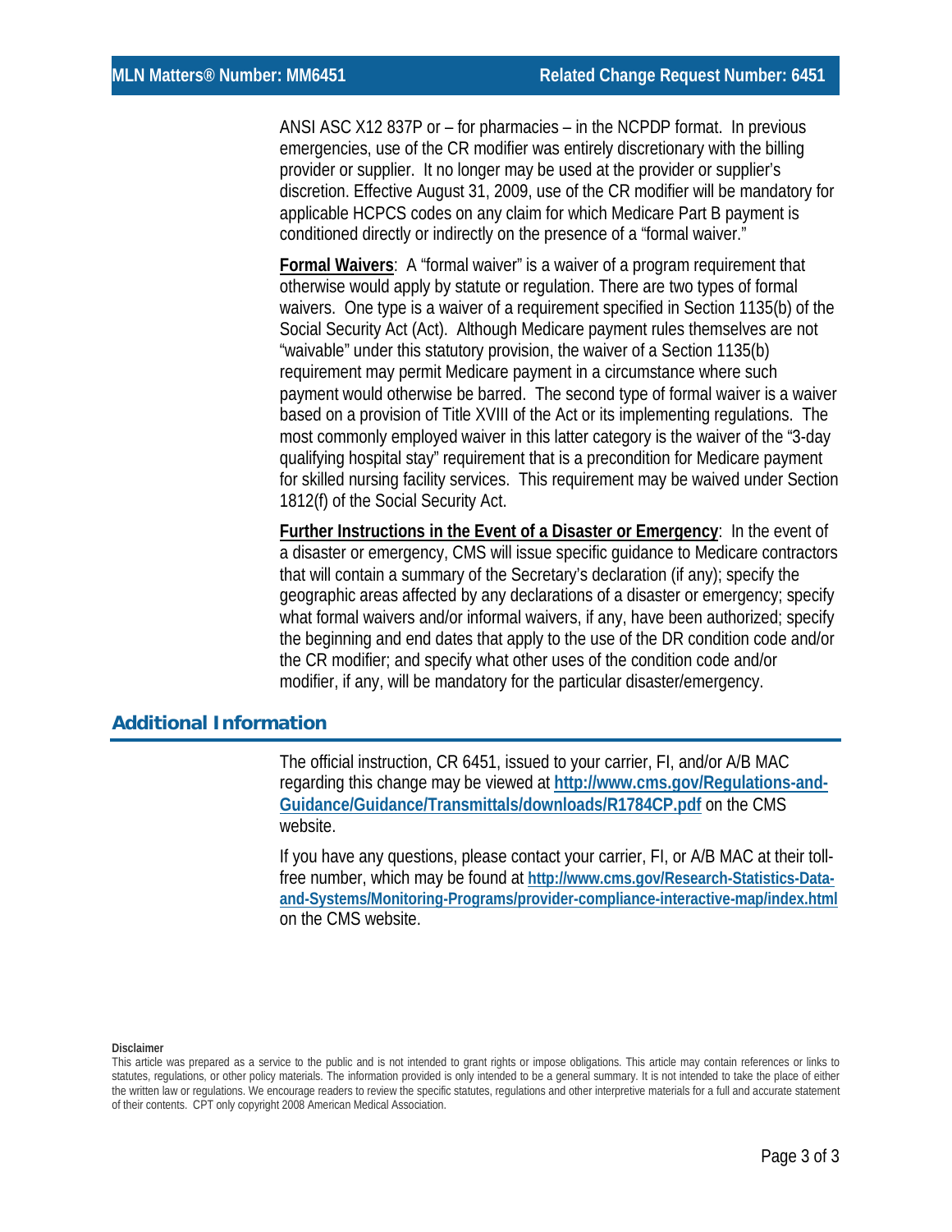ANSI ASC X12 837P or – for pharmacies – in the NCPDP format. In previous emergencies, use of the CR modifier was entirely discretionary with the billing provider or supplier. It no longer may be used at the provider or supplier's discretion. Effective August 31, 2009, use of the CR modifier will be mandatory for applicable HCPCS codes on any claim for which Medicare Part B payment is conditioned directly or indirectly on the presence of a "formal waiver."

**Formal Waivers**: A "formal waiver" is a waiver of a program requirement that otherwise would apply by statute or regulation. There are two types of formal waivers. One type is a waiver of a requirement specified in Section 1135(b) of the Social Security Act (Act). Although Medicare payment rules themselves are not "waivable" under this statutory provision, the waiver of a Section 1135(b) requirement may permit Medicare payment in a circumstance where such payment would otherwise be barred. The second type of formal waiver is a waiver based on a provision of Title XVIII of the Act or its implementing regulations. The most commonly employed waiver in this latter category is the waiver of the "3-day qualifying hospital stay" requirement that is a precondition for Medicare payment for skilled nursing facility services. This requirement may be waived under Section 1812(f) of the Social Security Act.

**Further Instructions in the Event of a Disaster or Emergency**: In the event of a disaster or emergency, CMS will issue specific guidance to Medicare contractors that will contain a summary of the Secretary's declaration (if any); specify the geographic areas affected by any declarations of a disaster or emergency; specify what formal waivers and/or informal waivers, if any, have been authorized; specify the beginning and end dates that apply to the use of the DR condition code and/or the CR modifier; and specify what other uses of the condition code and/or modifier, if any, will be mandatory for the particular disaster/emergency.

## Additional Information

The official instruction, CR 6451, issued to your carrier, FI, and/or A/B MAC regarding this change may be viewed at **http://www.cms.gov/Regulations-and-Guidance/Guidance/Transmittals/downloads/R1784CP.pdf** on the CMS website.

If you have any questions, please contact your carrier, FI, or A/B MAC at their toll-free number, which may be found at **http://www.cms.gov/Research-Statistics-Data-and-Systems/Monitoring-Programs/provider-compliance-interactive-map/index.html** on the CMS website.

**Disclaimer**

This article was prepared as a service to the public and is not intended to grant rights or impose obligations. This article may contain references or links to statutes, regulations, or other policy materials. The information provided is only intended to be a general summary. It is not intended to take the place of either the written law or regulations. We encourage readers to review the specific statutes, regulations and other interpretive materials for a full and accurate statement of their contents. CPT only copyright 2008 American Medical Association.